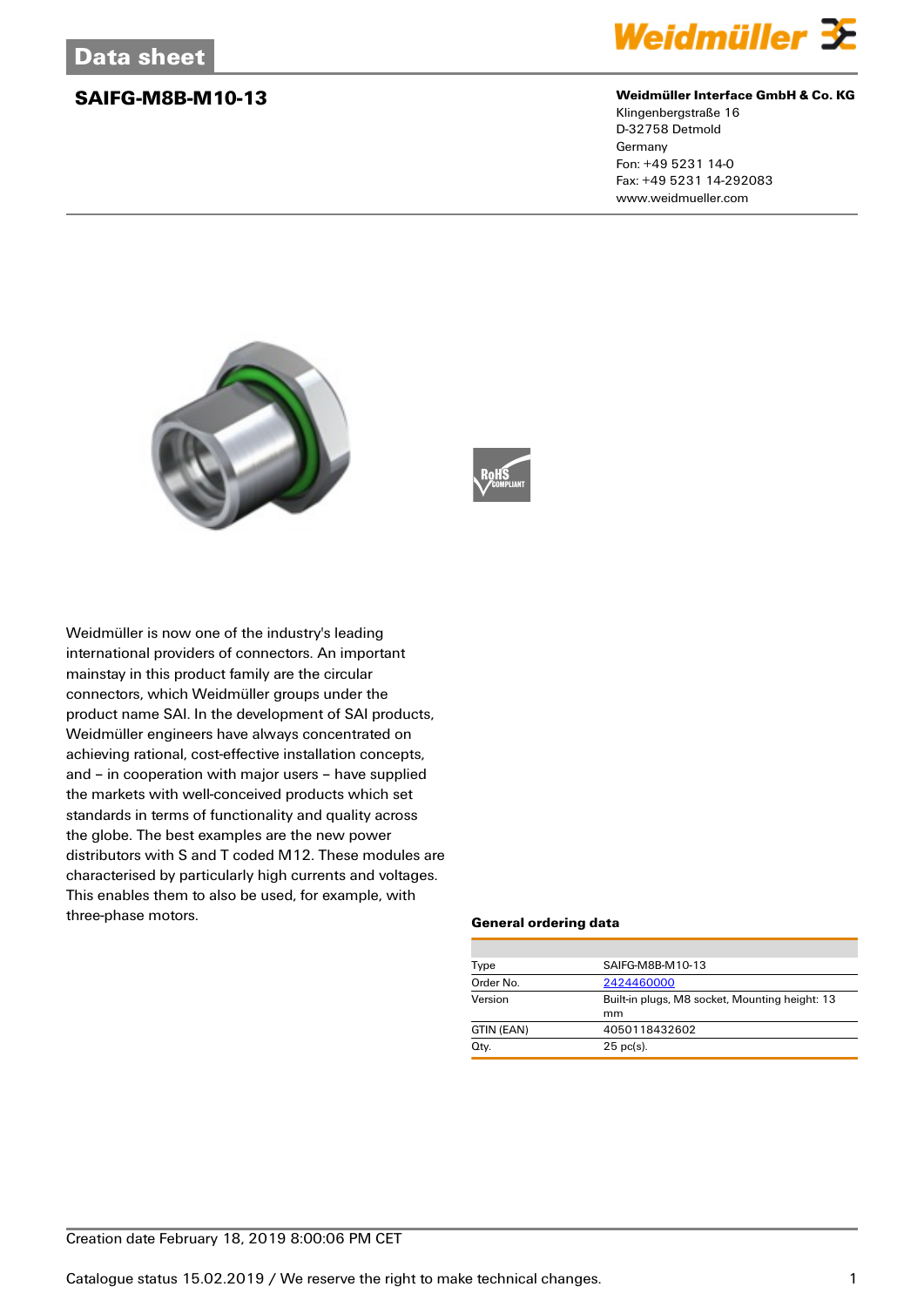Data sheet

# SAIFG-M8B-M10-13

**Weidmüller Interface GmbH & Co. KG**
Klingenbergstraße 16
D-32758 Detmold
Germany
Fon: +49 5231 14-0
Fax: +49 5231 14-292083
www.weidmueller.com

Weidmüller is now one of the industry's leading international providers of connectors. An important mainstay in this product family are the circular connectors, which Weidmüller groups under the product name SAI. In the development of SAI products, Weidmüller engineers have always concentrated on achieving rational, cost-effective installation concepts, and – in cooperation with major users – have supplied the markets with well-conceived products which set standards in terms of functionality and quality across the globe. The best examples are the new power distributors with S and T coded M12. These modules are characterised by particularly high currents and voltages. This enables them to also be used, for example, with three-phase motors.

### General ordering data

| | |
|---|---|
| Type | SAIFG-M8B-M10-13 |
| Order No. | 2424460000 |
| Version | Built-in plugs, M8 socket, Mounting height: 13 mm |
| GTIN (EAN) | 4050118432602 |
| Qty. | 25 pc(s). |

Creation date February 18, 2019 8:00:06 PM CET

Catalogue status 15.02.2019 / We reserve the right to make technical changes.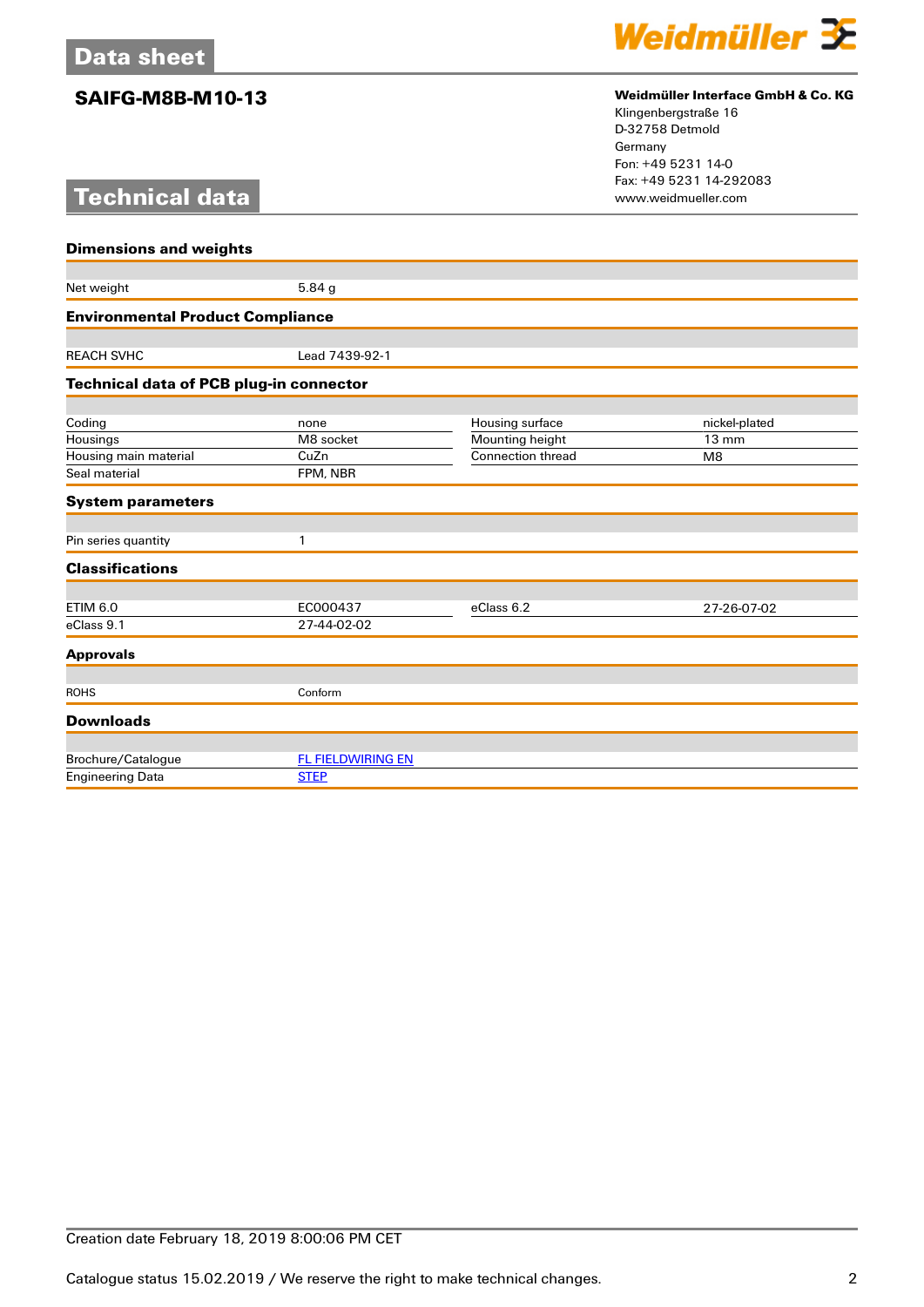# SAIFG-M8B-M10-13

**Weidmüller Interface GmbH & Co. KG**
Klingenbergstraße 16
D-32758 Detmold
Germany
Fon: +49 5231 14-0
Fax: +49 5231 14-292083
www.weidmueller.com

## Technical data

### Dimensions and weights

| | |
|---|---|
| Net weight | 5.84 g |

### Environmental Product Compliance

| | |
|---|---|
| REACH SVHC | Lead 7439-92-1 |

### Technical data of PCB plug-in connector

| | | | |
|---|---|---|---|
| Coding | none | Housing surface | nickel-plated |
| Housings | M8 socket | Mounting height | 13 mm |
| Housing main material | CuZn | Connection thread | M8 |
| Seal material | FPM, NBR | | |

### System parameters

| | |
|---|---|
| Pin series quantity | 1 |

### Classifications

| | | | |
|---|---|---|---|
| ETIM 6.0 | EC000437 | eClass 6.2 | 27-26-07-02 |
| eClass 9.1 | 27-44-02-02 | | |

### Approvals

| | |
|---|---|
| ROHS | Conform |

### Downloads

| | |
|---|---|
| Brochure/Catalogue | FL FIELDWIRING EN |
| Engineering Data | STEP |

Creation date February 18, 2019 8:00:06 PM CET

Catalogue status 15.02.2019 / We reserve the right to make technical changes.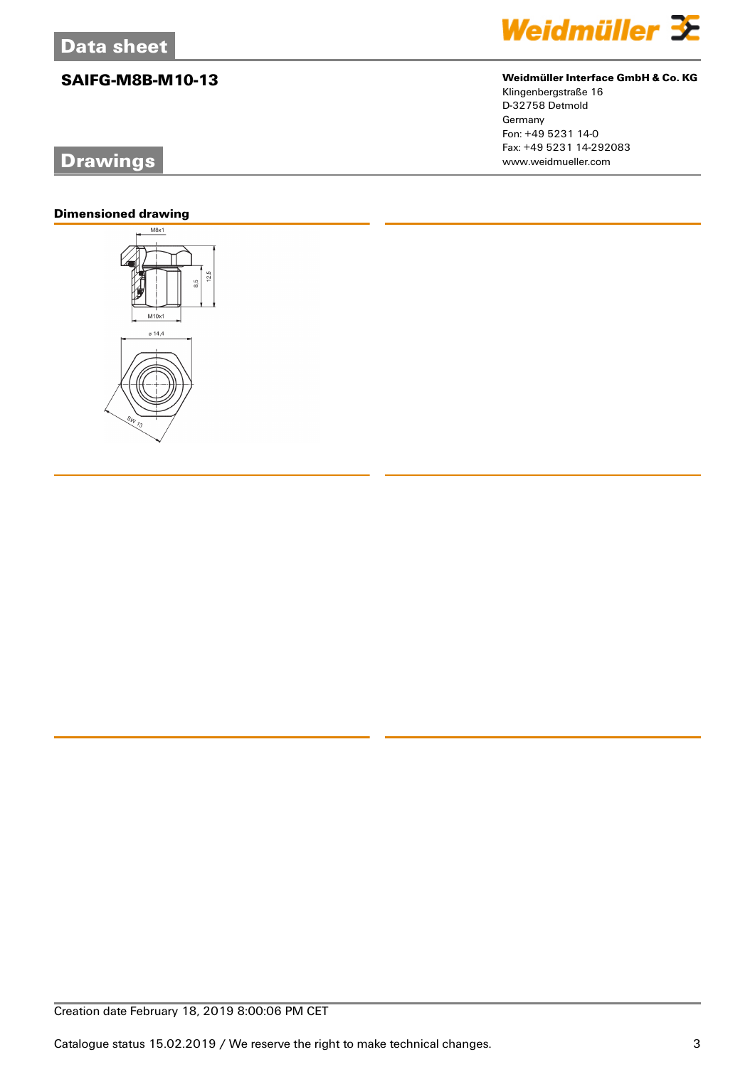## SAIFG-M8B-M10-13

**Weidmüller Interface GmbH & Co. KG**
Klingenbergstraße 16
D-32758 Detmold
Germany
Fon: +49 5231 14-0
Fax: +49 5231 14-292083
www.weidmueller.com

# Drawings

### Dimensioned drawing

M8x1

8,5

12,5

M10x1

⌀ 14,4

SW 13

Creation date February 18, 2019 8:00:06 PM CET

Catalogue status 15.02.2019 / We reserve the right to make technical changes.